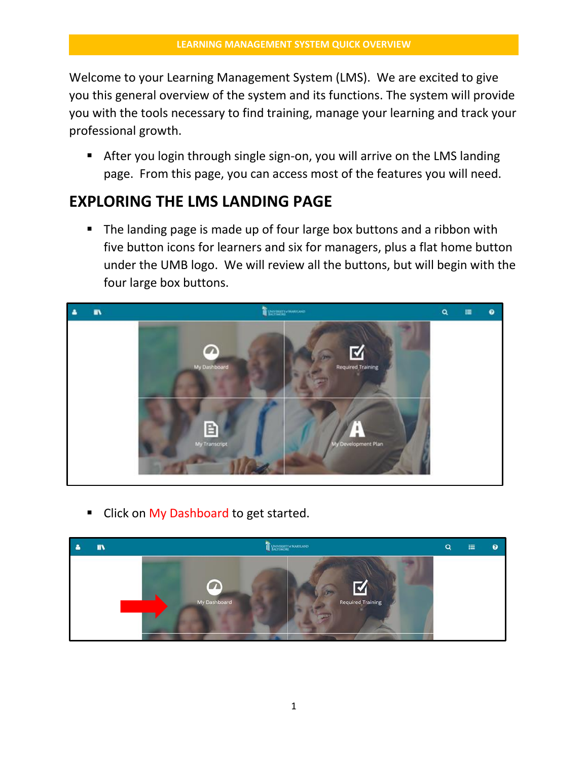**LEARNING MANAGEMENT SYSTEM QUICK OVERVIEW**

Welcome to your Learning Management System (LMS). We are excited to give you this general overview of the system and its functions. The system will provide you with the tools necessary to find training, manage your learning and track your professional growth.

- After you login through single sign-on, you will arrive on the LMS landing page. From this page, you can access most of the features you will need.

## EXPLORING THE LMS LANDING PAGE

- The landing page is made up of four large box buttons and a ribbon with five button icons for learners and six for managers, plus a flat home button under the UMB logo. We will review all the buttons, but will begin with the four large box buttons.

- Click on My Dashboard to get started.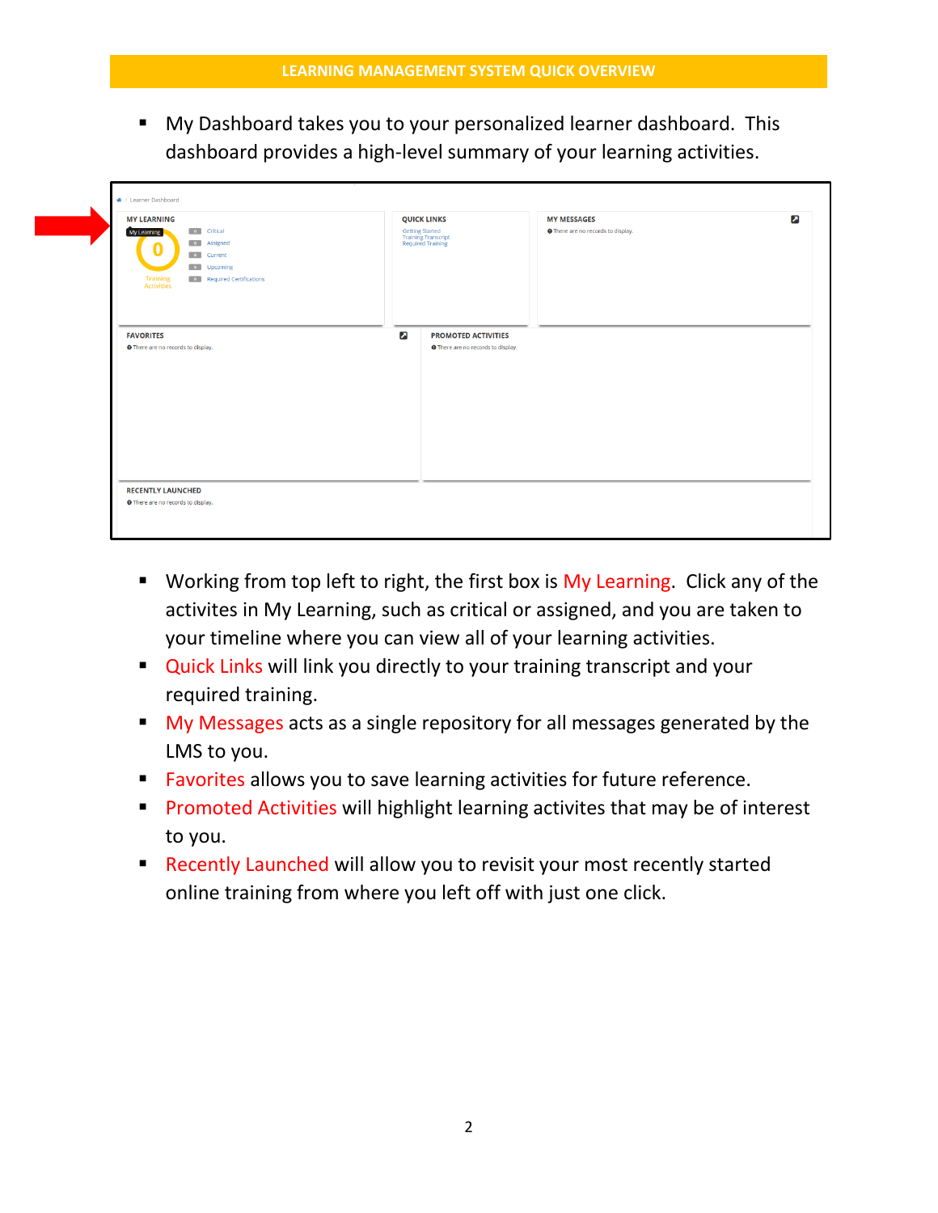- My Dashboard takes you to your personalized learner dashboard. This dashboard provides a high-level summary of your learning activities.

- Working from top left to right, the first box is My Learning. Click any of the activites in My Learning, such as critical or assigned, and you are taken to your timeline where you can view all of your learning activities.
- Quick Links will link you directly to your training transcript and your required training.
- My Messages acts as a single repository for all messages generated by the LMS to you.
- Favorites allows you to save learning activities for future reference.
- Promoted Activities will highlight learning activites that may be of interest to you.
- Recently Launched will allow you to revisit your most recently started online training from where you left off with just one click.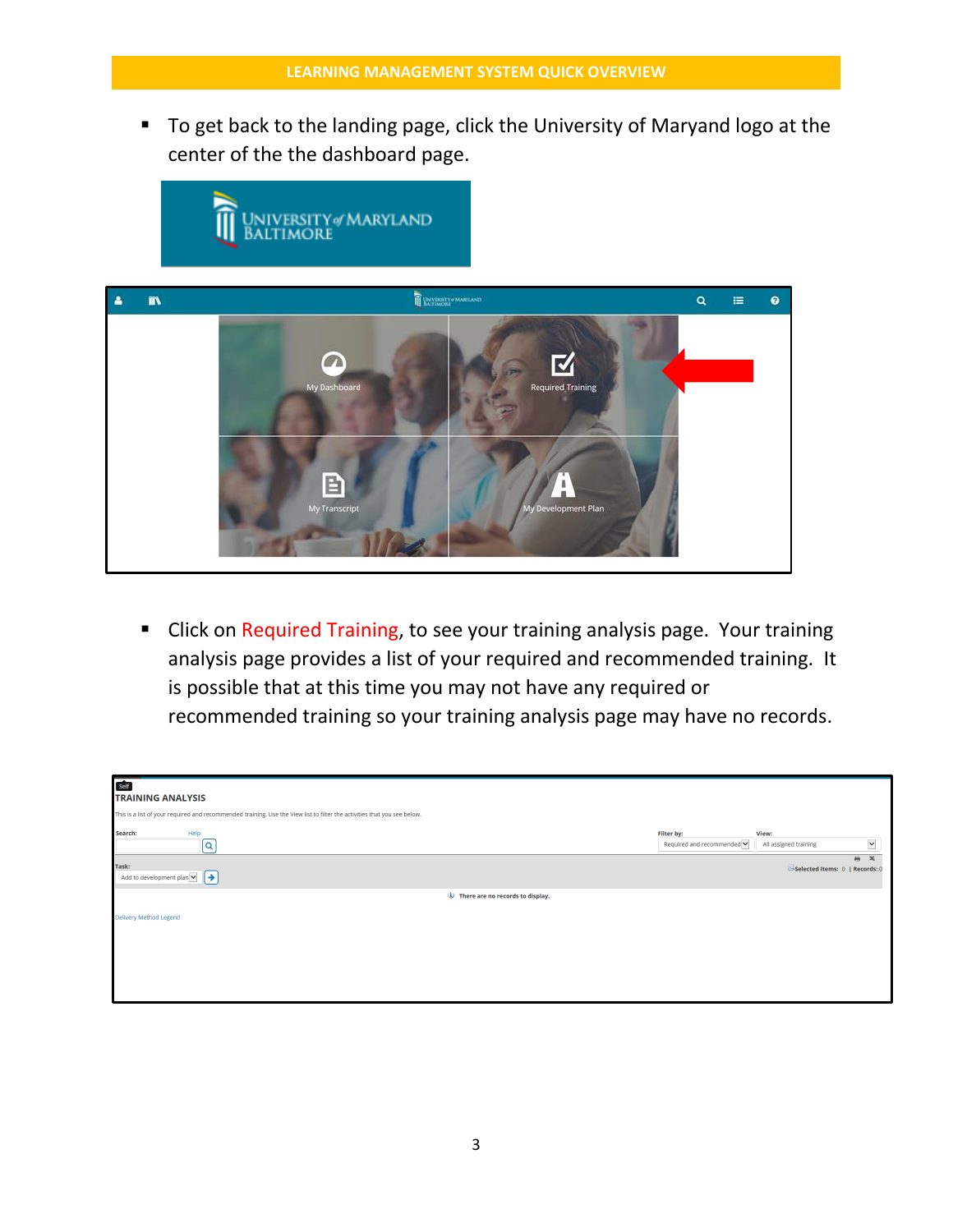- To get back to the landing page, click the University of Maryand logo at the center of the the dashboard page.

- Click on Required Training, to see your training analysis page. Your training analysis page provides a list of your required and recommended training. It is possible that at this time you may not have any required or recommended training so your training analysis page may have no records.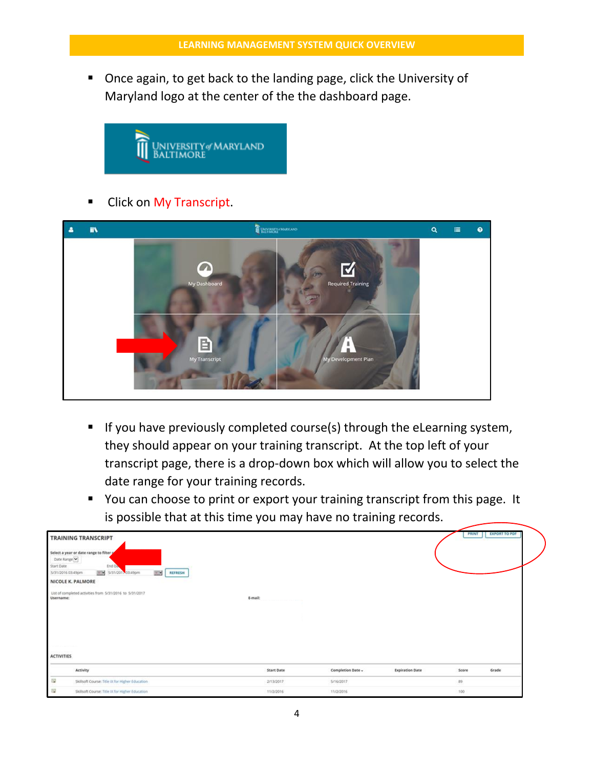- Once again, to get back to the landing page, click the University of Maryland logo at the center of the the dashboard page.

- Click on My Transcript.

- If you have previously completed course(s) through the eLearning system, they should appear on your training transcript. At the top left of your transcript page, there is a drop-down box which will allow you to select the date range for your training records.
- You can choose to print or export your training transcript from this page. It is possible that at this time you may have no training records.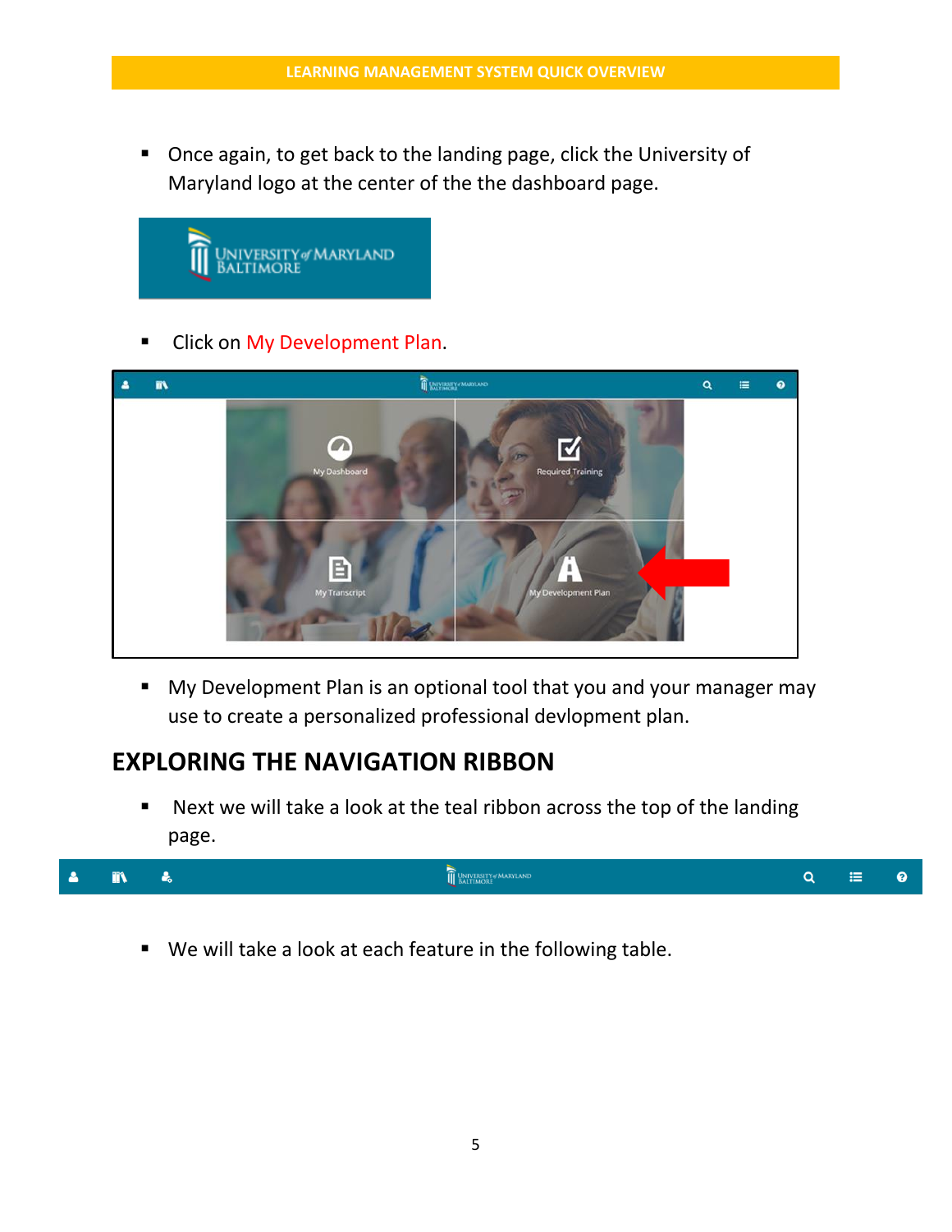- Once again, to get back to the landing page, click the University of Maryland logo at the center of the the dashboard page.

- Click on My Development Plan.

- My Development Plan is an optional tool that you and your manager may use to create a personalized professional devlopment plan.

## EXPLORING THE NAVIGATION RIBBON

- Next we will take a look at the teal ribbon across the top of the landing page.

- We will take a look at each feature in the following table.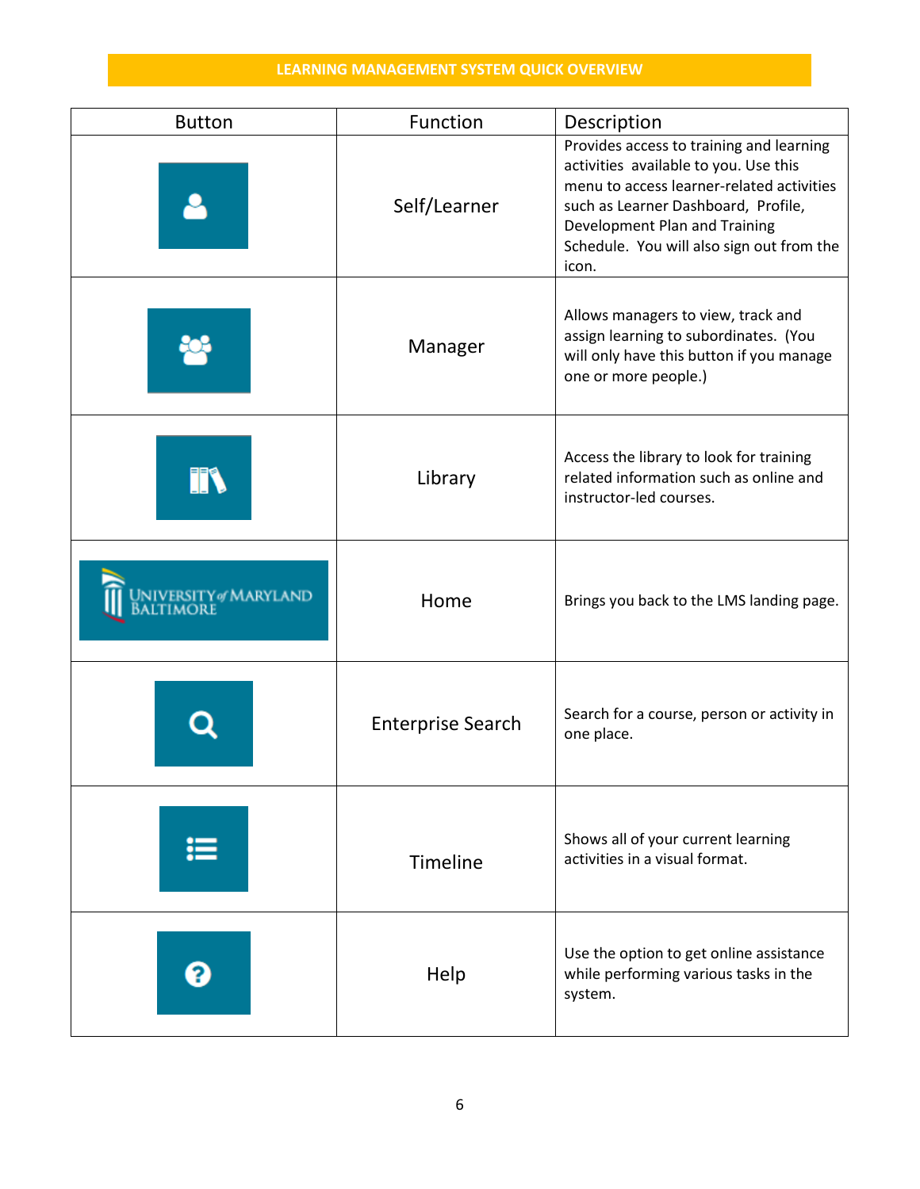## LEARNING MANAGEMENT SYSTEM QUICK OVERVIEW

| Button | Function | Description |
| --- | --- | --- |
| | Self/Learner | Provides access to training and learning activities available to you. Use this menu to access learner-related activities such as Learner Dashboard, Profile, Development Plan and Training Schedule. You will also sign out from the icon. |
| | Manager | Allows managers to view, track and assign learning to subordinates. (You will only have this button if you manage one or more people.) |
| | Library | Access the library to look for training related information such as online and instructor-led courses. |
| UNIVERSITY of MARYLAND BALTIMORE | Home | Brings you back to the LMS landing page. |
| | Enterprise Search | Search for a course, person or activity in one place. |
| | Timeline | Shows all of your current learning activities in a visual format. |
| | Help | Use the option to get online assistance while performing various tasks in the system. |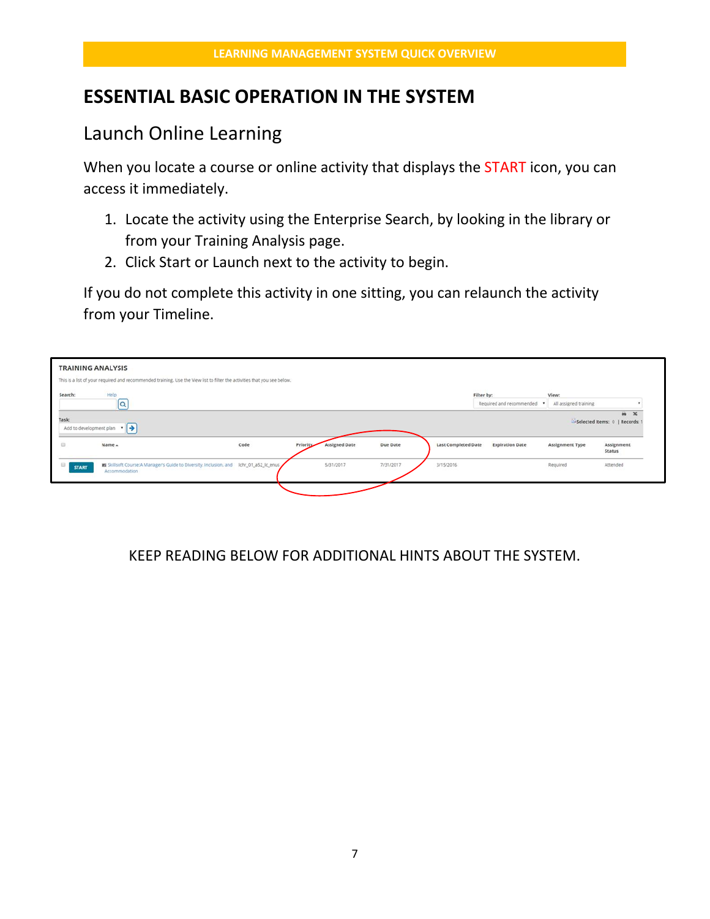## ESSENTIAL BASIC OPERATION IN THE SYSTEM

### Launch Online Learning

When you locate a course or online activity that displays the START icon, you can access it immediately.

1. Locate the activity using the Enterprise Search, by looking in the library or from your Training Analysis page.
2. Click Start or Launch next to the activity to begin.

If you do not complete this activity in one sitting, you can relaunch the activity from your Timeline.

TRAINING ANALYSIS

This is a list of your required and recommended training. Use the View list to filter the activities that you see below.

Search: Help

Filter by: Required and recommended

View: All assigned training

Task: Add to development plan

Selected Items: 0 | Records: 1

| | Name | Code | Priority | Assigned Date | Due Date | Last Completed Date | Expiration Date | Assignment Type | Assignment Status |
|---|---|---|---|---|---|---|---|---|---|
| START | Skillsoft Course:A Manager's Guide to Diversity, Inclusion, and Accommodation | lchr_01_a52_lc_enus | | 5/31/2017 | 7/31/2017 | 3/15/2016 | | Required | Attended |

KEEP READING BELOW FOR ADDITIONAL HINTS ABOUT THE SYSTEM.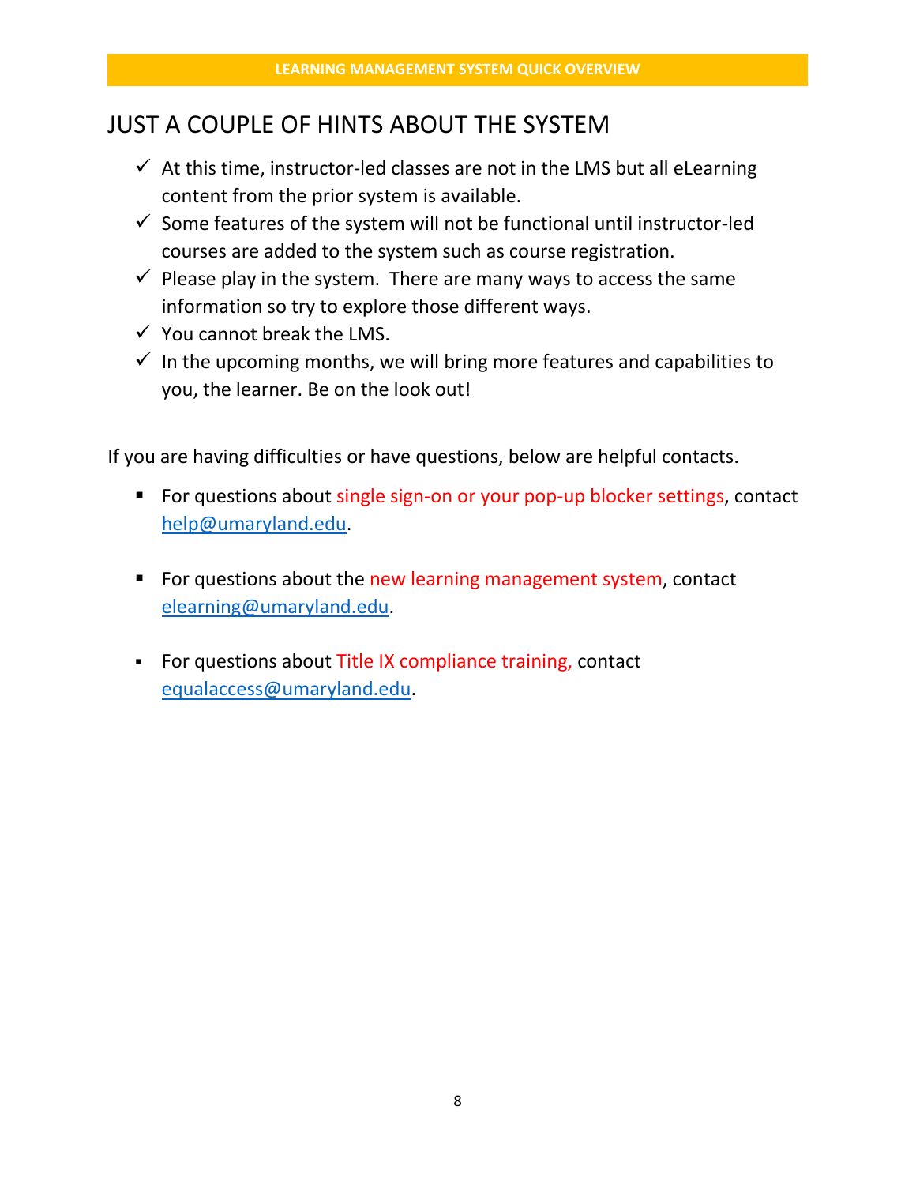## JUST A COUPLE OF HINTS ABOUT THE SYSTEM

- ✓ At this time, instructor-led classes are not in the LMS but all eLearning content from the prior system is available.
- ✓ Some features of the system will not be functional until instructor-led courses are added to the system such as course registration.
- ✓ Please play in the system.  There are many ways to access the same information so try to explore those different ways.
- ✓ You cannot break the LMS.
- ✓ In the upcoming months, we will bring more features and capabilities to you, the learner. Be on the look out!

If you are having difficulties or have questions, below are helpful contacts.

- For questions about single sign-on or your pop-up blocker settings, contact help@umaryland.edu.

- For questions about the new learning management system, contact elearning@umaryland.edu.

- For questions about Title IX compliance training, contact equalaccess@umaryland.edu.